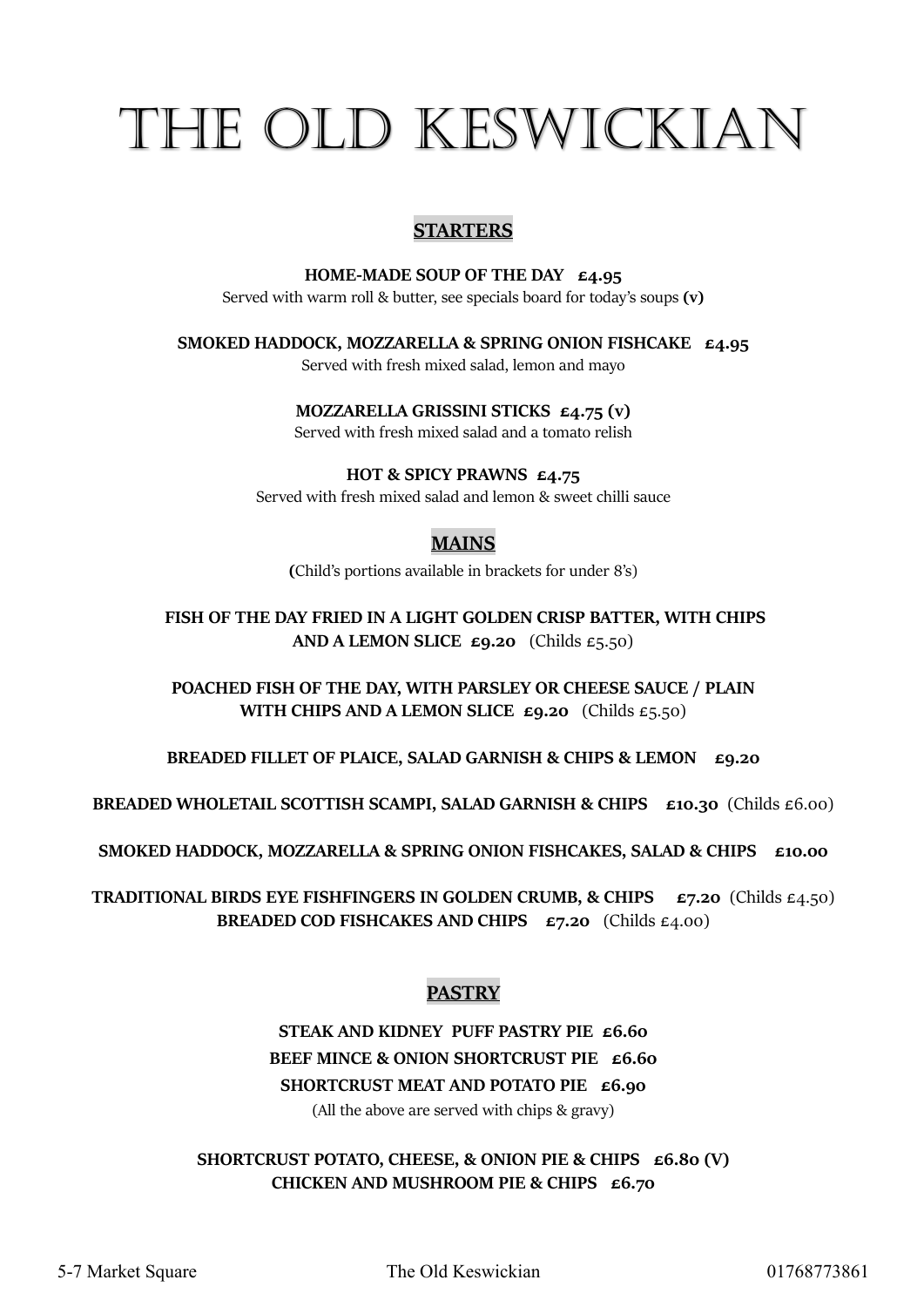# THE OLD KESWICKIAN

## STARTERS

**HOME-MADE SOUP OF THE DAY £4.95**
Served with warm roll & butter, see specials board for today's soups **(v)**

**SMOKED HADDOCK, MOZZARELLA & SPRING ONION FISHCAKE £4.95**
Served with fresh mixed salad, lemon and mayo

**MOZZARELLA GRISSINI STICKS £4.75 (v)**
Served with fresh mixed salad and a tomato relish

**HOT & SPICY PRAWNS £4.75**
Served with fresh mixed salad and lemon & sweet chilli sauce

## MAINS

(Child's portions available in brackets for under 8's)

**FISH OF THE DAY FRIED IN A LIGHT GOLDEN CRISP BATTER, WITH CHIPS AND A LEMON SLICE £9.20** (Childs £5.50)

**POACHED FISH OF THE DAY, WITH PARSLEY OR CHEESE SAUCE / PLAIN WITH CHIPS AND A LEMON SLICE £9.20** (Childs £5.50)

**BREADED FILLET OF PLAICE, SALAD GARNISH & CHIPS & LEMON £9.20**

**BREADED WHOLETAIL SCOTTISH SCAMPI, SALAD GARNISH & CHIPS £10.30** (Childs £6.00)

**SMOKED HADDOCK, MOZZARELLA & SPRING ONION FISHCAKES, SALAD & CHIPS £10.00**

**TRADITIONAL BIRDS EYE FISHFINGERS IN GOLDEN CRUMB, & CHIPS £7.20** (Childs £4.50)
**BREADED COD FISHCAKES AND CHIPS £7.20** (Childs £4.00)

## PASTRY

**STEAK AND KIDNEY PUFF PASTRY PIE £6.60**
**BEEF MINCE & ONION SHORTCRUST PIE £6.60**
**SHORTCRUST MEAT AND POTATO PIE £6.90**
(All the above are served with chips & gravy)

**SHORTCRUST POTATO, CHEESE, & ONION PIE & CHIPS £6.80 (V)**
**CHICKEN AND MUSHROOM PIE & CHIPS £6.70**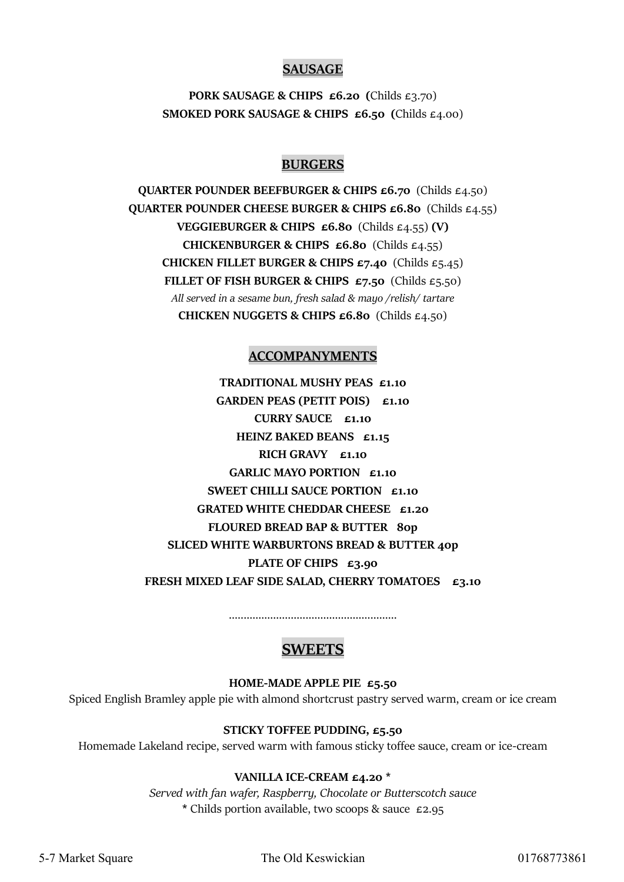## SAUSAGE

**PORK SAUSAGE & CHIPS £6.20 (**Childs £3.70)

**SMOKED PORK SAUSAGE & CHIPS £6.50 (**Childs £4.00)

## BURGERS

**QUARTER POUNDER BEEFBURGER & CHIPS £6.70** (Childs £4.50)

**QUARTER POUNDER CHEESE BURGER & CHIPS £6.80** (Childs £4.55)

**VEGGIEBURGER & CHIPS £6.80** (Childs £4.55) **(V)**

**CHICKENBURGER & CHIPS £6.80** (Childs £4.55)

**CHICKEN FILLET BURGER & CHIPS £7.40** (Childs £5.45)

**FILLET OF FISH BURGER & CHIPS £7.50** (Childs £5.50)

*All served in a sesame bun, fresh salad & mayo /relish/ tartare*

**CHICKEN NUGGETS & CHIPS £6.80** (Childs £4.50)

## ACCOMPANYMENTS

**TRADITIONAL MUSHY PEAS £1.10**

**GARDEN PEAS (PETIT POIS) £1.10**

**CURRY SAUCE £1.10**

**HEINZ BAKED BEANS £1.15**

**RICH GRAVY £1.10**

**GARLIC MAYO PORTION £1.10**

**SWEET CHILLI SAUCE PORTION £1.10**

**GRATED WHITE CHEDDAR CHEESE £1.20**

**FLOURED BREAD BAP & BUTTER 80p**

**SLICED WHITE WARBURTONS BREAD & BUTTER 40p**

**PLATE OF CHIPS £3.90**

**FRESH MIXED LEAF SIDE SALAD, CHERRY TOMATOES £3.10**

........................................................

## SWEETS

**HOME-MADE APPLE PIE £5.50**

Spiced English Bramley apple pie with almond shortcrust pastry served warm, cream or ice cream

**STICKY TOFFEE PUDDING, £5.50**

Homemade Lakeland recipe, served warm with famous sticky toffee sauce, cream or ice-cream

**VANILLA ICE-CREAM £4.20 ***

*Served with fan wafer, Raspberry, Chocolate or Butterscotch sauce*

* Childs portion available, two scoops & sauce £2.95

5-7 Market Square The Old Keswickian 01768773861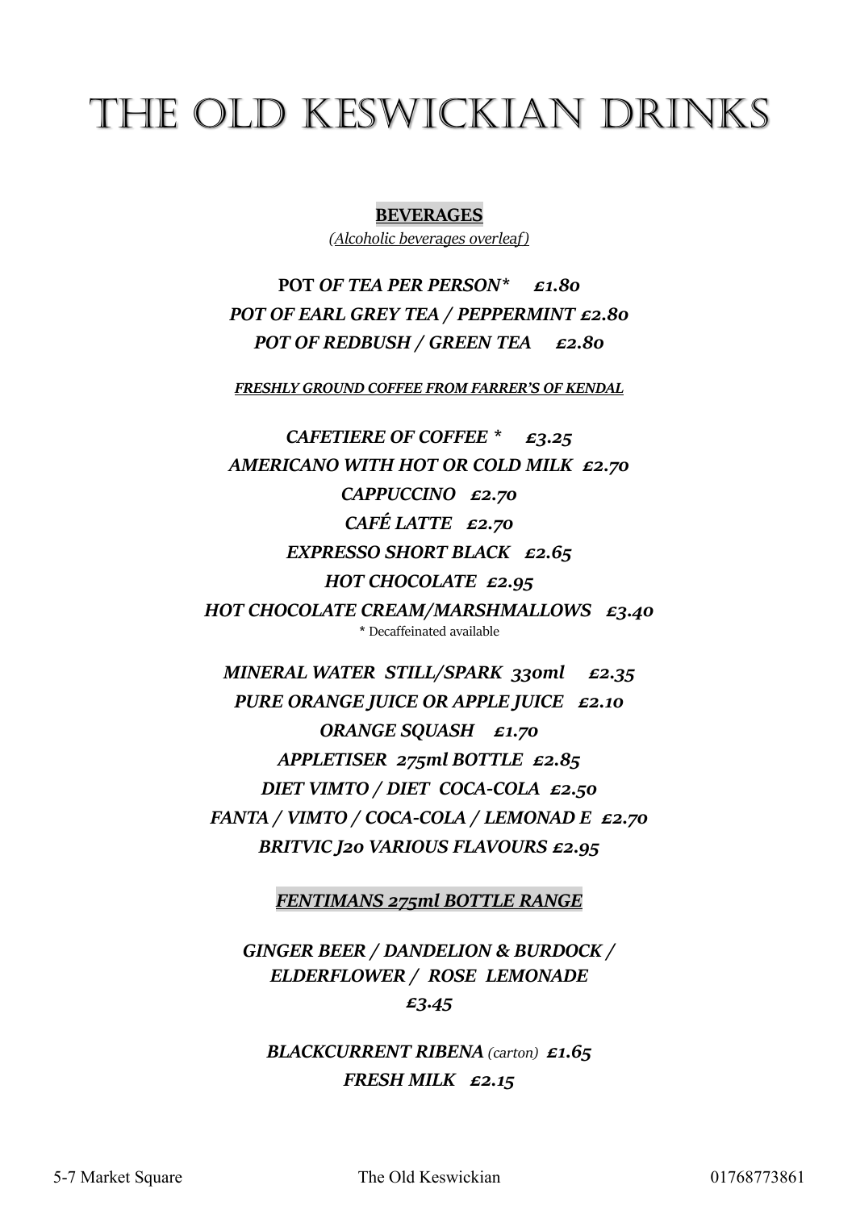# THE OLD KESWICKIAN DRINKS

**BEVERAGES**

*(Alcoholic beverages overleaf)*

**POT *OF TEA PER PERSON\** £1.80**
***POT OF EARL GREY TEA / PEPPERMINT £2.80***
***POT OF REDBUSH / GREEN TEA £2.80***

***FRESHLY GROUND COFFEE FROM FARRER'S OF KENDAL***

***CAFETIERE OF COFFEE \* £3.25***
***AMERICANO WITH HOT OR COLD MILK £2.70***
***CAPPUCCINO £2.70***
***CAFÉ LATTE £2.70***
***EXPRESSO SHORT BLACK £2.65***
***HOT CHOCOLATE £2.95***
***HOT CHOCOLATE CREAM/MARSHMALLOWS £3.40***
\* Decaffeinated available

***MINERAL WATER STILL/SPARK 330ml £2.35***
***PURE ORANGE JUICE OR APPLE JUICE £2.10***
***ORANGE SQUASH £1.70***
***APPLETISER 275ml BOTTLE £2.85***
***DIET VIMTO / DIET COCA-COLA £2.50***
***FANTA / VIMTO / COCA-COLA / LEMONAD E £2.70***
***BRITVIC J20 VARIOUS FLAVOURS £2.95***

***FENTIMANS 275ml BOTTLE RANGE***

***GINGER BEER / DANDELION & BURDOCK / ELDERFLOWER / ROSE LEMONADE***
***£3.45***

***BLACKCURRENT RIBENA** (carton)* ***£1.65***
***FRESH MILK £2.15***

5-7 Market Square The Old Keswickian 01768773861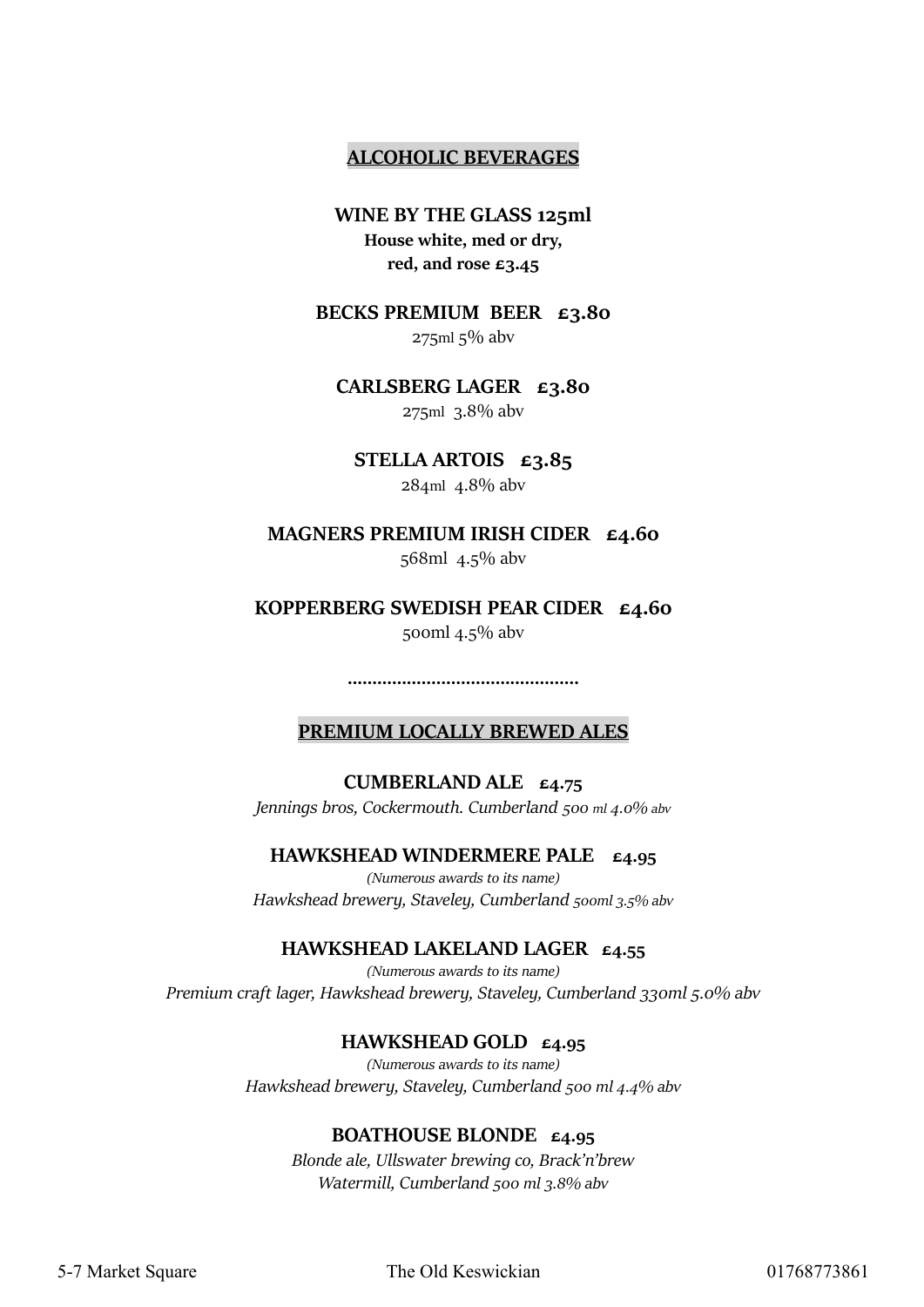## ALCOHOLIC BEVERAGES

**WINE BY THE GLASS 125ml**
**House white, med or dry,**
**red, and rose £3.45**

**BECKS PREMIUM BEER £3.80**
275ml 5% abv

**CARLSBERG LAGER £3.80**
275ml 3.8% abv

**STELLA ARTOIS £3.85**
284ml 4.8% abv

**MAGNERS PREMIUM IRISH CIDER £4.60**
568ml 4.5% abv

**KOPPERBERG SWEDISH PEAR CIDER £4.60**
500ml 4.5% abv

..............................................

## PREMIUM LOCALLY BREWED ALES

**CUMBERLAND ALE £4.75**
*Jennings bros, Cockermouth. Cumberland 500 ml 4.0% abv*

**HAWKSHEAD WINDERMERE PALE £4.95**
*(Numerous awards to its name)*
*Hawkshead brewery, Staveley, Cumberland 500ml 3.5% abv*

**HAWKSHEAD LAKELAND LAGER £4.55**
*(Numerous awards to its name)*
*Premium craft lager, Hawkshead brewery, Staveley, Cumberland 330ml 5.0% abv*

**HAWKSHEAD GOLD £4.95**
*(Numerous awards to its name)*
*Hawkshead brewery, Staveley, Cumberland 500 ml 4.4% abv*

**BOATHOUSE BLONDE £4.95**
*Blonde ale, Ullswater brewing co, Brack'n'brew*
*Watermill, Cumberland 500 ml 3.8% abv*